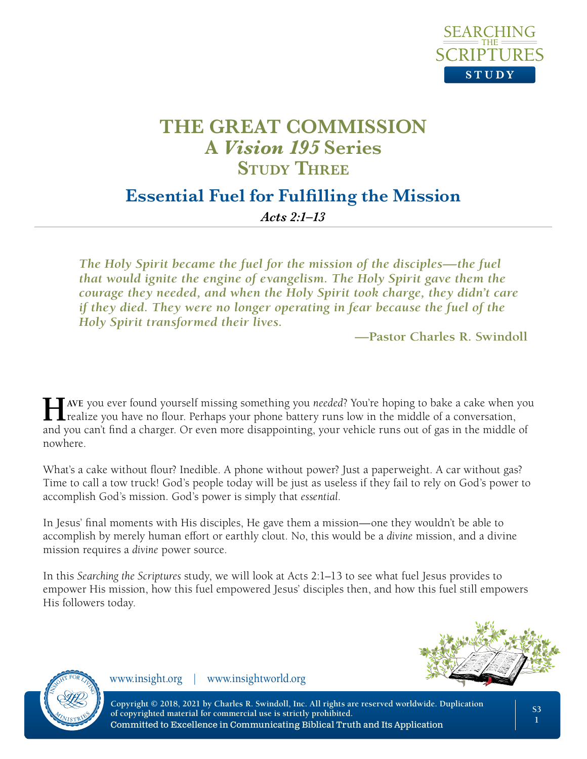# THE GREAT COMMISSION
## A *Vision 195* Series
## Study Three

## Essential Fuel for Fulfilling the Mission

***Acts 2:1–13***

---

***The Holy Spirit became the fuel for the mission of the disciples—the fuel that would ignite the engine of evangelism. The Holy Spirit gave them the courage they needed, and when the Holy Spirit took charge, they didn't care if they died. They were no longer operating in fear because the fuel of the Holy Spirit transformed their lives.***

**—Pastor Charles R. Swindoll**

**Have** you ever found yourself missing something you *needed*? You're hoping to bake a cake when you realize you have no flour. Perhaps your phone battery runs low in the middle of a conversation, and you can't find a charger. Or even more disappointing, your vehicle runs out of gas in the middle of nowhere.

What's a cake without flour? Inedible. A phone without power? Just a paperweight. A car without gas? Time to call a tow truck! God's people today will be just as useless if they fail to rely on God's power to accomplish God's mission. God's power is simply that *essential*.

In Jesus' final moments with His disciples, He gave them a mission—one they wouldn't be able to accomplish by merely human effort or earthly clout. No, this would be a *divine* mission, and a divine mission requires a *divine* power source.

In this *Searching the Scriptures* study, we will look at Acts 2:1–13 to see what fuel Jesus provides to empower His mission, how this fuel empowered Jesus' disciples then, and how this fuel still empowers His followers today.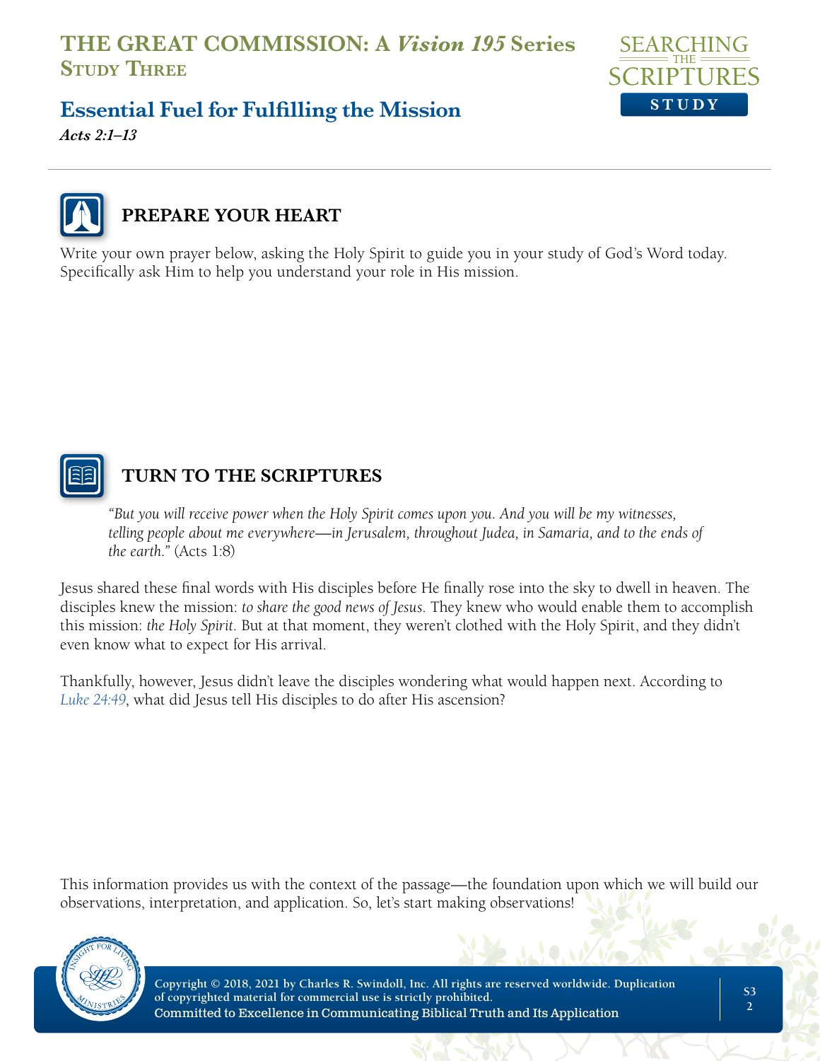# THE GREAT COMMISSION: A *Vision 195* Series
## Study Three

## Essential Fuel for Fulfilling the Mission

***Acts 2:1–13***

### PREPARE YOUR HEART

Write your own prayer below, asking the Holy Spirit to guide you in your study of God's Word today. Specifically ask Him to help you understand your role in His mission.

### TURN TO THE SCRIPTURES

> *"But you will receive power when the Holy Spirit comes upon you. And you will be my witnesses, telling people about me everywhere—in Jerusalem, throughout Judea, in Samaria, and to the ends of the earth."* (Acts 1:8)

Jesus shared these final words with His disciples before He finally rose into the sky to dwell in heaven. The disciples knew the mission: *to share the good news of Jesus*. They knew who would enable them to accomplish this mission: *the Holy Spirit*. But at that moment, they weren't clothed with the Holy Spirit, and they didn't even know what to expect for His arrival.

Thankfully, however, Jesus didn't leave the disciples wondering what would happen next. According to Luke 24:49, what did Jesus tell His disciples to do after His ascension?

This information provides us with the context of the passage—the foundation upon which we will build our observations, interpretation, and application. So, let's start making observations!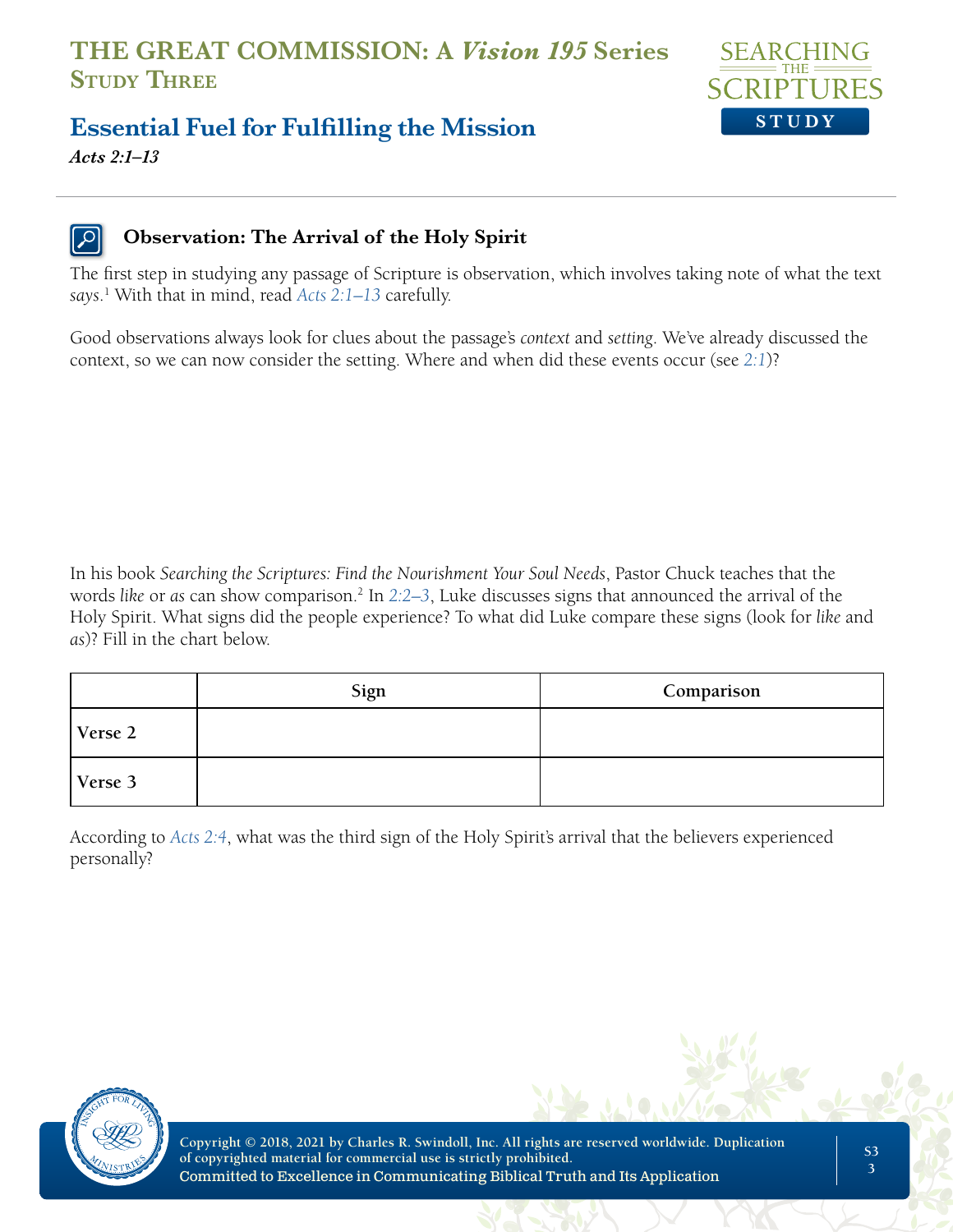# THE GREAT COMMISSION: A *Vision 195* Series
**Study Three**

## Essential Fuel for Fulfilling the Mission

***Acts 2:1–13***

### Observation: The Arrival of the Holy Spirit

The first step in studying any passage of Scripture is observation, which involves taking note of what the text *says*.[1] With that in mind, read *Acts 2:1–13* carefully.

Good observations always look for clues about the passage's *context* and *setting*. We've already discussed the context, so we can now consider the setting. Where and when did these events occur (see *2:1*)?

In his book *Searching the Scriptures: Find the Nourishment Your Soul Needs*, Pastor Chuck teaches that the words *like* or *as* can show comparison.[2] In *2:2–3*, Luke discusses signs that announced the arrival of the Holy Spirit. What signs did the people experience? To what did Luke compare these signs (look for *like* and *as*)? Fill in the chart below.

| | Sign | Comparison |
|---|---|---|
| **Verse 2** | | |
| **Verse 3** | | |

According to *Acts 2:4*, what was the third sign of the Holy Spirit's arrival that the believers experienced personally?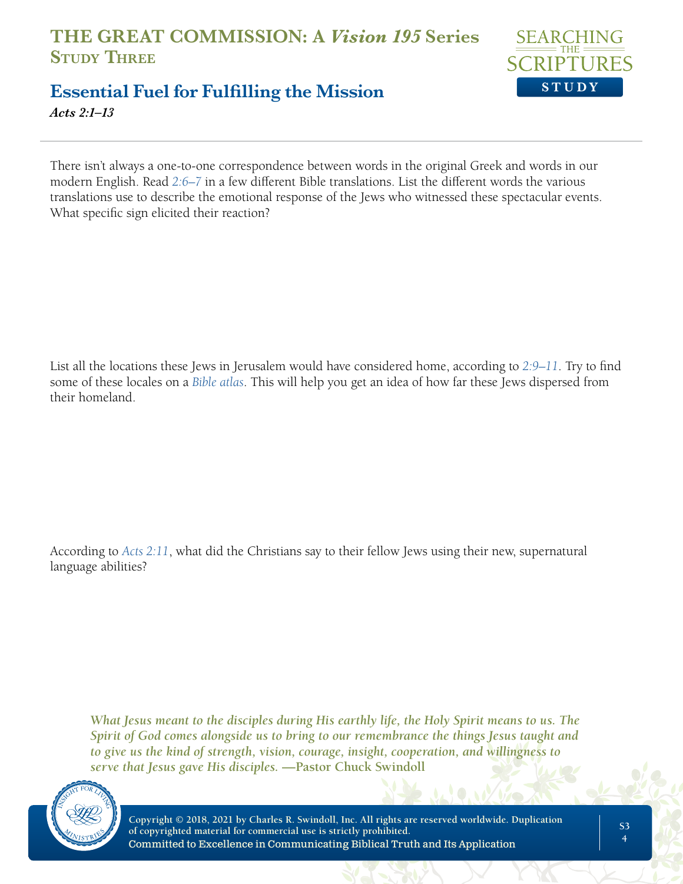# THE GREAT COMMISSION: A *Vision 195* Series
## Study Three

## Essential Fuel for Fulfilling the Mission
***Acts 2:1–13***

There isn't always a one-to-one correspondence between words in the original Greek and words in our modern English. Read *2:6–7* in a few different Bible translations. List the different words the various translations use to describe the emotional response of the Jews who witnessed these spectacular events. What specific sign elicited their reaction?

List all the locations these Jews in Jerusalem would have considered home, according to *2:9–11*. Try to find some of these locales on a *Bible atlas*. This will help you get an idea of how far these Jews dispersed from their homeland.

According to *Acts 2:11*, what did the Christians say to their fellow Jews using their new, supernatural language abilities?

***What Jesus meant to the disciples during His earthly life, the Holy Spirit means to us. The Spirit of God comes alongside us to bring to our remembrance the things Jesus taught and to give us the kind of strength, vision, courage, insight, cooperation, and willingness to serve that Jesus gave His disciples.* —Pastor Chuck Swindoll**

**Copyright © 2018, 2021 by Charles R. Swindoll, Inc. All rights are reserved worldwide. Duplication of copyrighted material for commercial use is strictly prohibited.**
**Committed to Excellence in Communicating Biblical Truth and Its Application**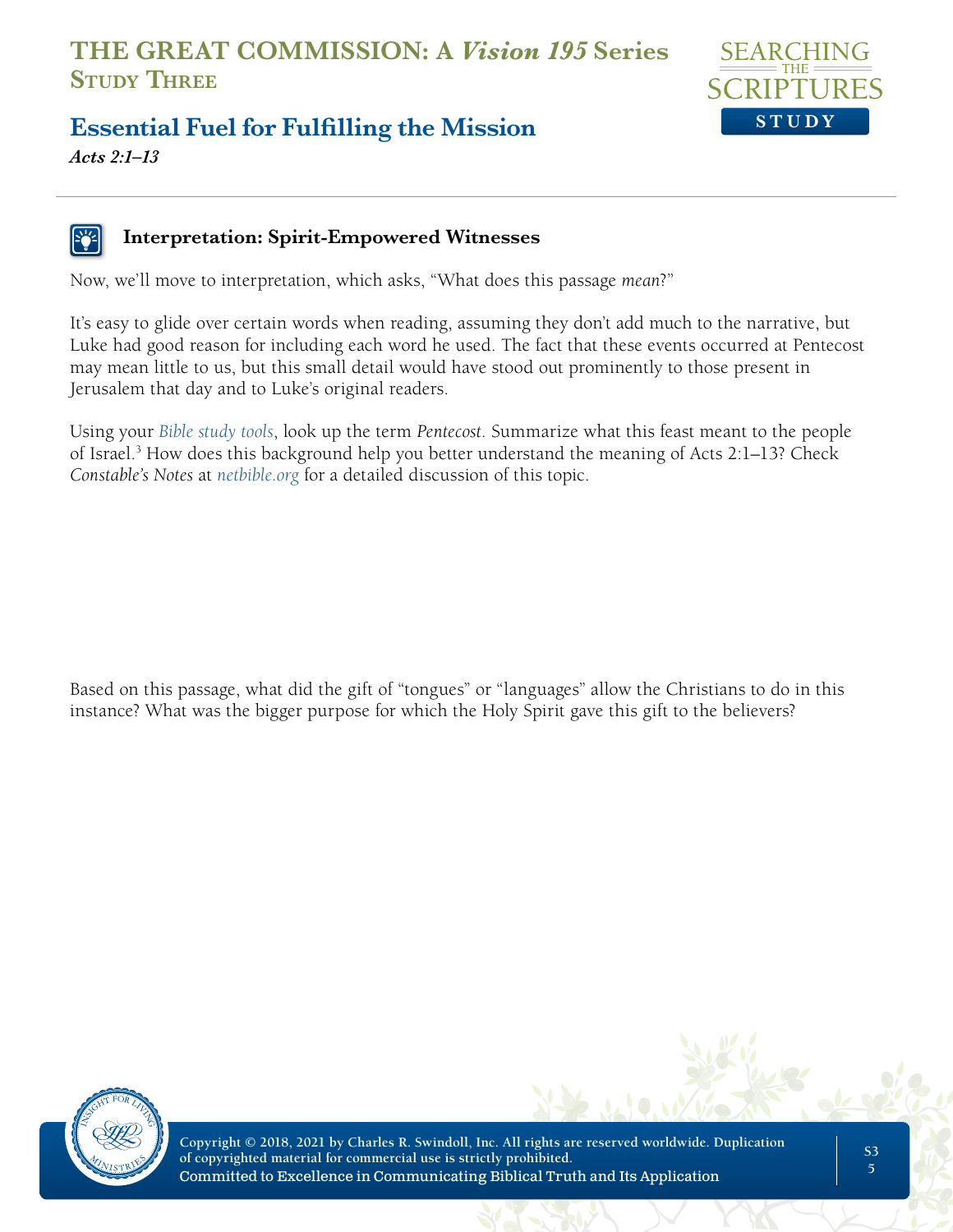## Interpretation: Spirit-Empowered Witnesses

Now, we'll move to interpretation, which asks, "What does this passage *mean*?"

It's easy to glide over certain words when reading, assuming they don't add much to the narrative, but Luke had good reason for including each word he used. The fact that these events occurred at Pentecost may mean little to us, but this small detail would have stood out prominently to those present in Jerusalem that day and to Luke's original readers.

Using your *Bible study tools*, look up the term *Pentecost*. Summarize what this feast meant to the people of Israel.[3] How does this background help you better understand the meaning of Acts 2:1–13? Check *Constable's Notes* at netbible.org for a detailed discussion of this topic.

Based on this passage, what did the gift of "tongues" or "languages" allow the Christians to do in this instance? What was the bigger purpose for which the Holy Spirit gave this gift to the believers?

Copyright © 2018, 2021 by Charles R. Swindoll, Inc. All rights are reserved worldwide. Duplication of copyrighted material for commercial use is strictly prohibited.
Committed to Excellence in Communicating Biblical Truth and Its Application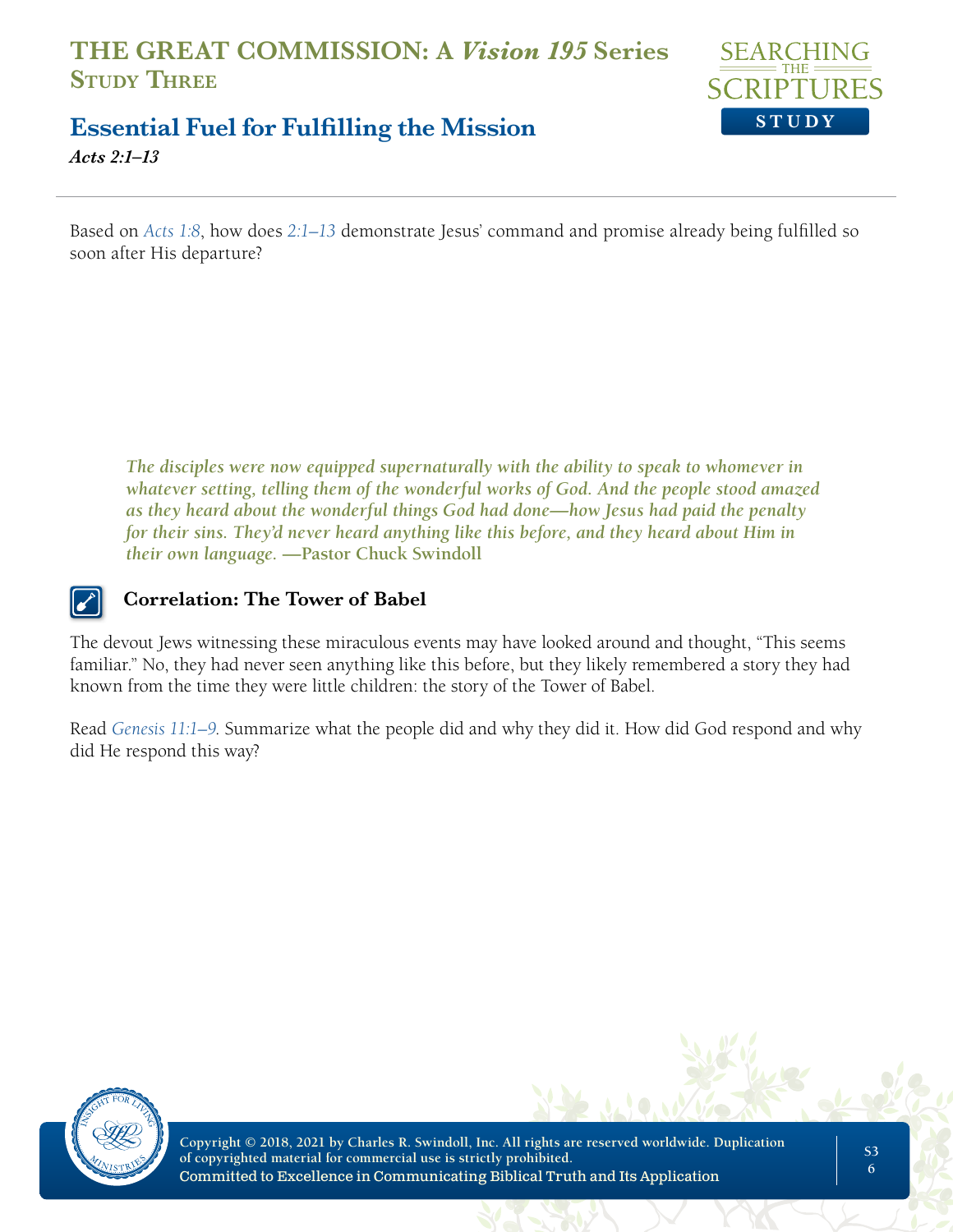Based on *Acts 1:8*, how does *2:1–13* demonstrate Jesus' command and promise already being fulfilled so soon after His departure?

> ***The disciples were now equipped supernaturally with the ability to speak to whomever in whatever setting, telling them of the wonderful works of God. And the people stood amazed as they heard about the wonderful things God had done—how Jesus had paid the penalty for their sins. They'd never heard anything like this before, and they heard about Him in their own language.* —Pastor Chuck Swindoll**

### Correlation: The Tower of Babel

The devout Jews witnessing these miraculous events may have looked around and thought, "This seems familiar." No, they had never seen anything like this before, but they likely remembered a story they had known from the time they were little children: the story of the Tower of Babel.

Read *Genesis 11:1–9*. Summarize what the people did and why they did it. How did God respond and why did He respond this way?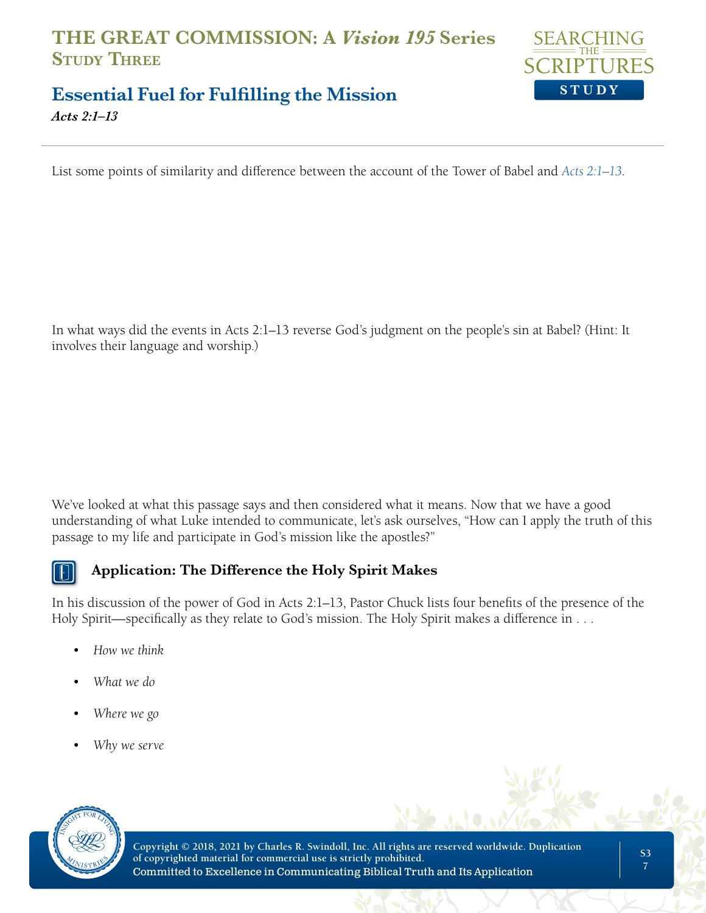# THE GREAT COMMISSION: A *Vision 195* Series
## Study Three

## Essential Fuel for Fulfilling the Mission

***Acts 2:1–13***

List some points of similarity and difference between the account of the Tower of Babel and *Acts 2:1–13*.

In what ways did the events in Acts 2:1–13 reverse God's judgment on the people's sin at Babel? (Hint: It involves their language and worship.)

We've looked at what this passage says and then considered what it means. Now that we have a good understanding of what Luke intended to communicate, let's ask ourselves, "How can I apply the truth of this passage to my life and participate in God's mission like the apostles?"

### Application: The Difference the Holy Spirit Makes

In his discussion of the power of God in Acts 2:1–13, Pastor Chuck lists four benefits of the presence of the Holy Spirit—specifically as they relate to God's mission. The Holy Spirit makes a difference in . . .

- *How we think*
- *What we do*
- *Where we go*
- *Why we serve*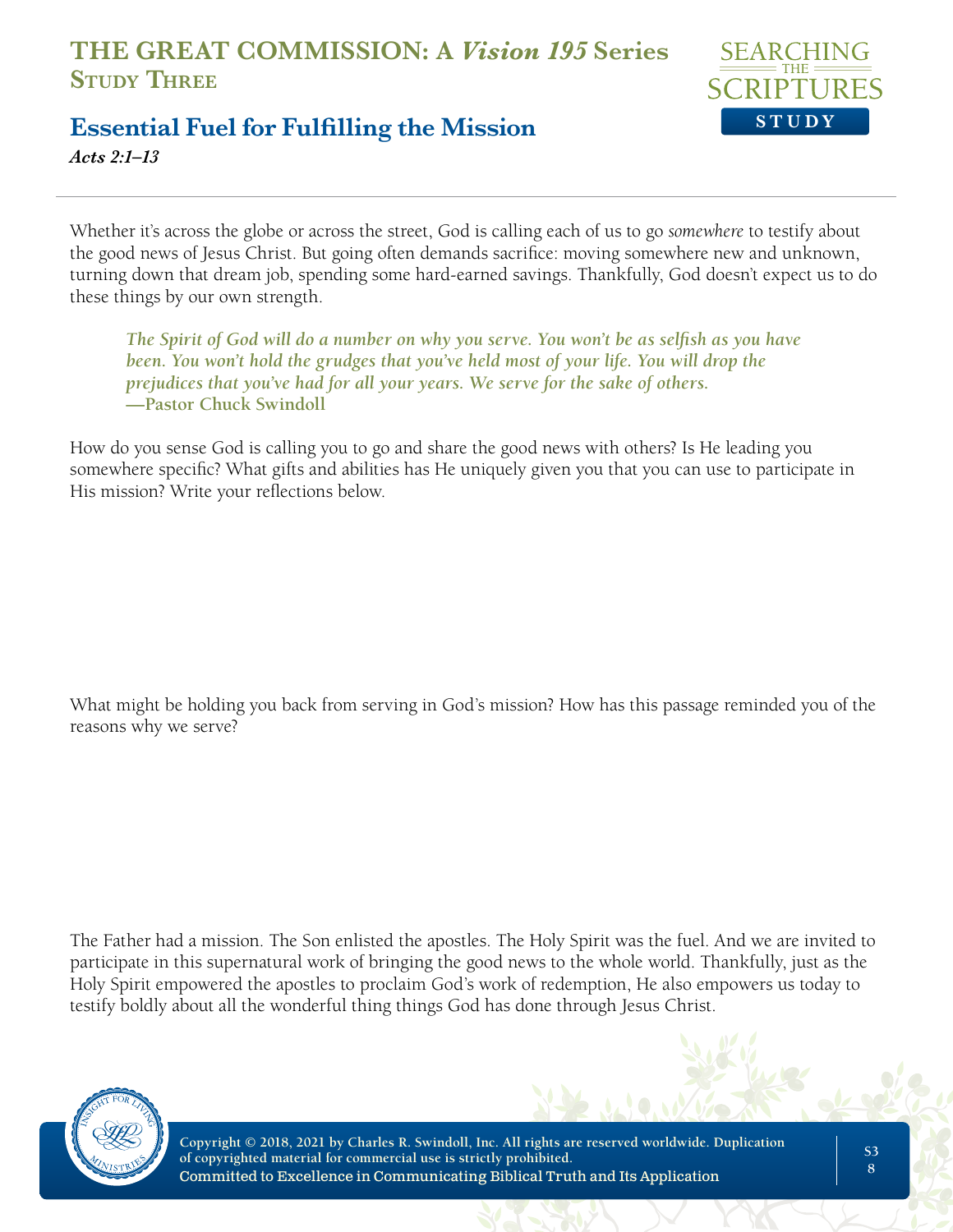# THE GREAT COMMISSION: A *Vision 195* Series
## Study Three

## Essential Fuel for Fulfilling the Mission

***Acts 2:1–13***

Whether it's across the globe or across the street, God is calling each of us to go *somewhere* to testify about the good news of Jesus Christ. But going often demands sacrifice: moving somewhere new and unknown, turning down that dream job, spending some hard-earned savings. Thankfully, God doesn't expect us to do these things by our own strength.

> ***The Spirit of God will do a number on why you serve. You won't be as selfish as you have been. You won't hold the grudges that you've held most of your life. You will drop the prejudices that you've had for all your years. We serve for the sake of others.***
> **—Pastor Chuck Swindoll**

How do you sense God is calling you to go and share the good news with others? Is He leading you somewhere specific? What gifts and abilities has He uniquely given you that you can use to participate in His mission? Write your reflections below.

What might be holding you back from serving in God's mission? How has this passage reminded you of the reasons why we serve?

The Father had a mission. The Son enlisted the apostles. The Holy Spirit was the fuel. And we are invited to participate in this supernatural work of bringing the good news to the whole world. Thankfully, just as the Holy Spirit empowered the apostles to proclaim God's work of redemption, He also empowers us today to testify boldly about all the wonderful thing things God has done through Jesus Christ.

**Copyright © 2018, 2021 by Charles R. Swindoll, Inc. All rights are reserved worldwide. Duplication of copyrighted material for commercial use is strictly prohibited.**
**Committed to Excellence in Communicating Biblical Truth and Its Application**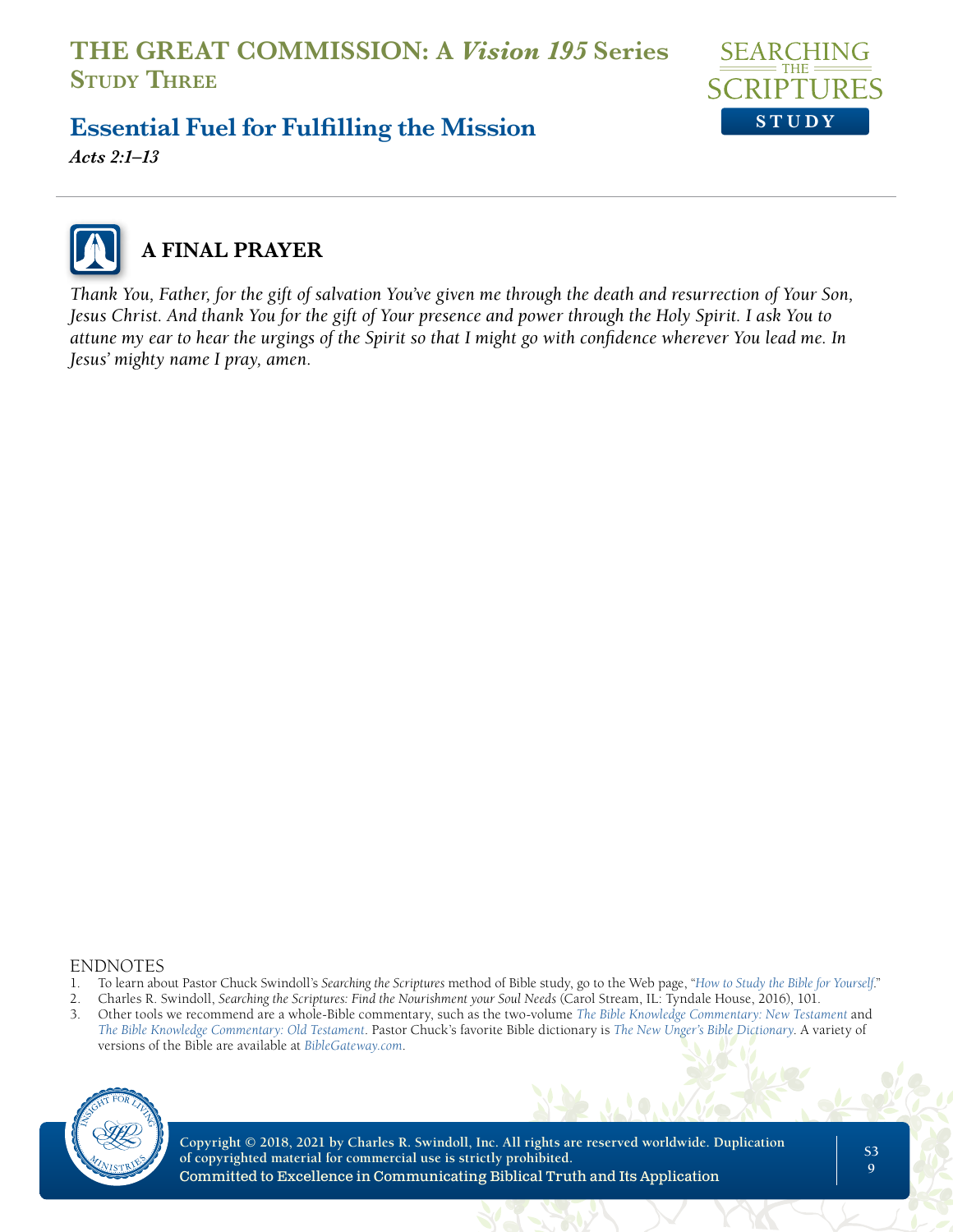# THE GREAT COMMISSION: A *Vision 195* Series
## Study Three

## Essential Fuel for Fulfilling the Mission

***Acts 2:1–13***

### A FINAL PRAYER

*Thank You, Father, for the gift of salvation You've given me through the death and resurrection of Your Son, Jesus Christ. And thank You for the gift of Your presence and power through the Holy Spirit. I ask You to attune my ear to hear the urgings of the Spirit so that I might go with confidence wherever You lead me. In Jesus' mighty name I pray, amen.*

ENDNOTES

1. To learn about Pastor Chuck Swindoll's *Searching the Scriptures* method of Bible study, go to the Web page, "*How to Study the Bible for Yourself*."
2. Charles R. Swindoll, *Searching the Scriptures: Find the Nourishment your Soul Needs* (Carol Stream, IL: Tyndale House, 2016), 101.
3. Other tools we recommend are a whole-Bible commentary, such as the two-volume *The Bible Knowledge Commentary: New Testament* and *The Bible Knowledge Commentary: Old Testament*. Pastor Chuck's favorite Bible dictionary is *The New Unger's Bible Dictionary*. A variety of versions of the Bible are available at *BibleGateway.com*.

Copyright © 2018, 2021 by Charles R. Swindoll, Inc. All rights are reserved worldwide. Duplication of copyrighted material for commercial use is strictly prohibited.
Committed to Excellence in Communicating Biblical Truth and Its Application